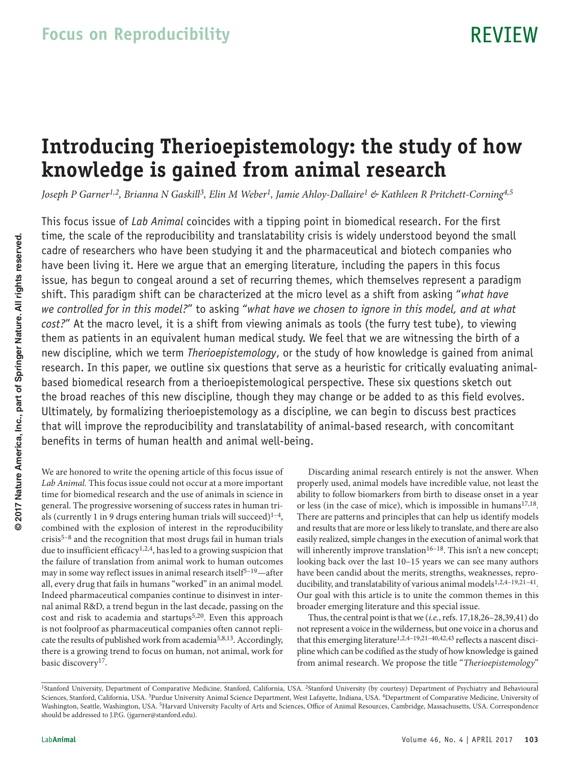Focus on Reproducibility

REVIEW

# Introducing Therioepistemology: the study of how knowledge is gained from animal research

*Joseph P Garner[1,2], Brianna N Gaskill[3], Elin M Weber[1], Jamie Ahloy-Dallaire[1] & Kathleen R Pritchett-Corning[4,5]*

This focus issue of *Lab Animal* coincides with a tipping point in biomedical research. For the first time, the scale of the reproducibility and translatability crisis is widely understood beyond the small cadre of researchers who have been studying it and the pharmaceutical and biotech companies who have been living it. Here we argue that an emerging literature, including the papers in this focus issue, has begun to congeal around a set of recurring themes, which themselves represent a paradigm shift. This paradigm shift can be characterized at the micro level as a shift from asking "*what have we controlled for in this model?*" to asking "*what have we chosen to ignore in this model, and at what cost?*" At the macro level, it is a shift from viewing animals as tools (the furry test tube), to viewing them as patients in an equivalent human medical study. We feel that we are witnessing the birth of a new discipline, which we term *Therioepistemology*, or the study of how knowledge is gained from animal research. In this paper, we outline six questions that serve as a heuristic for critically evaluating animal-based biomedical research from a therioepistemological perspective. These six questions sketch out the broad reaches of this new discipline, though they may change or be added to as this field evolves. Ultimately, by formalizing therioepistemology as a discipline, we can begin to discuss best practices that will improve the reproducibility and translatability of animal-based research, with concomitant benefits in terms of human health and animal well-being.

We are honored to write the opening article of this focus issue of *Lab Animal*. This focus issue could not occur at a more important time for biomedical research and the use of animals in science in general. The progressive worsening of success rates in human trials (currently 1 in 9 drugs entering human trials will succeed)[1–4], combined with the explosion of interest in the reproducibility crisis[5–8] and the recognition that most drugs fail in human trials due to insufficient efficacy[1,2,4], has led to a growing suspicion that the failure of translation from animal work to human outcomes may in some way reflect issues in animal research itself[5–19]—after all, every drug that fails in humans "worked" in an animal model. Indeed pharmaceutical companies continue to disinvest in internal animal R&D, a trend begun in the last decade, passing on the cost and risk to academia and startups[5,20]. Even this approach is not foolproof as pharmaceutical companies often cannot replicate the results of published work from academia[5,8,13]. Accordingly, there is a growing trend to focus on human, not animal, work for basic discovery[17].

Discarding animal research entirely is not the answer. When properly used, animal models have incredible value, not least the ability to follow biomarkers from birth to disease onset in a year or less (in the case of mice), which is impossible in humans[17,18]. There are patterns and principles that can help us identify models and results that are more or less likely to translate, and there are also easily realized, simple changes in the execution of animal work that will inherently improve translation[16–18]. This isn't a new concept; looking back over the last 10–15 years we can see many authors have been candid about the merits, strengths, weaknesses, reproducibility, and translatability of various animal models[1,2,4–19,21–41]. Our goal with this article is to unite the common themes in this broader emerging literature and this special issue.

Thus, the central point is that we (*i.e.*, refs. 17,18,26–28,39,41) do not represent a voice in the wilderness, but one voice in a chorus and that this emerging literature[1,2,4–19,21–40,42,43] reflects a nascent discipline which can be codified as the study of how knowledge is gained from animal research. We propose the title "*Therioepistemology*"

[1]Stanford University, Department of Comparative Medicine, Stanford, California, USA. [2]Stanford University (by courtesy) Department of Psychiatry and Behavioural Sciences, Stanford, California, USA. [3]Purdue University Animal Science Department, West Lafayette, Indiana, USA. [4]Department of Comparative Medicine, University of Washington, Seattle, Washington, USA. [5]Harvard University Faculty of Arts and Sciences, Office of Animal Resources, Cambridge, Massachusetts, USA. Correspondence should be addressed to J.P.G. (jgarner@stanford.edu).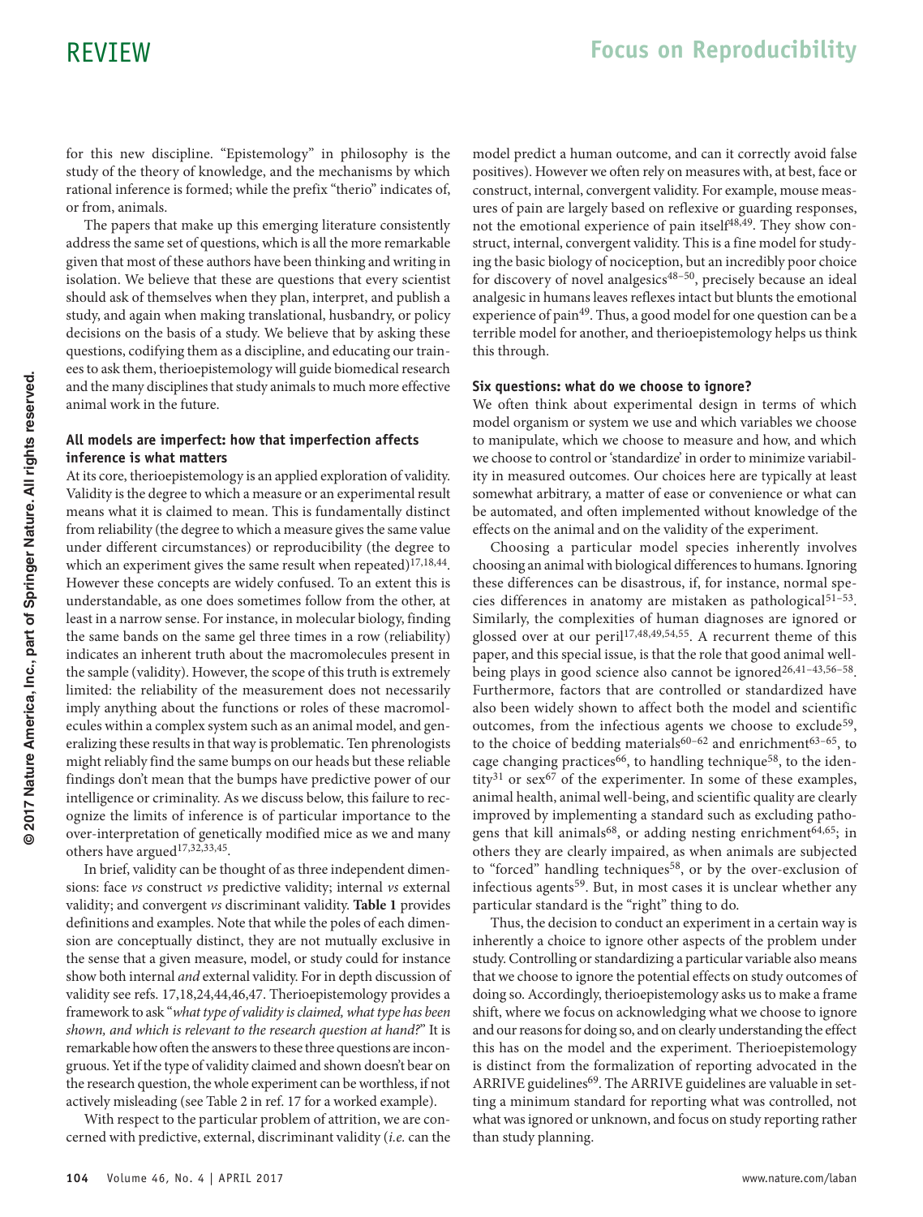for this new discipline. "Epistemology" in philosophy is the study of the theory of knowledge, and the mechanisms by which rational inference is formed; while the prefix "therio" indicates of, or from, animals.

The papers that make up this emerging literature consistently address the same set of questions, which is all the more remarkable given that most of these authors have been thinking and writing in isolation. We believe that these are questions that every scientist should ask of themselves when they plan, interpret, and publish a study, and again when making translational, husbandry, or policy decisions on the basis of a study. We believe that by asking these questions, codifying them as a discipline, and educating our trainees to ask them, therioepistemology will guide biomedical research and the many disciplines that study animals to much more effective animal work in the future.

### All models are imperfect: how that imperfection affects inference is what matters

At its core, therioepistemology is an applied exploration of validity. Validity is the degree to which a measure or an experimental result means what it is claimed to mean. This is fundamentally distinct from reliability (the degree to which a measure gives the same value under different circumstances) or reproducibility (the degree to which an experiment gives the same result when repeated)[17,18,44]. However these concepts are widely confused. To an extent this is understandable, as one does sometimes follow from the other, at least in a narrow sense. For instance, in molecular biology, finding the same bands on the same gel three times in a row (reliability) indicates an inherent truth about the macromolecules present in the sample (validity). However, the scope of this truth is extremely limited: the reliability of the measurement does not necessarily imply anything about the functions or roles of these macromolecules within a complex system such as an animal model, and generalizing these results in that way is problematic. Ten phrenologists might reliably find the same bumps on our heads but these reliable findings don't mean that the bumps have predictive power of our intelligence or criminality. As we discuss below, this failure to recognize the limits of inference is of particular importance to the over-interpretation of genetically modified mice as we and many others have argued[17,32,33,45].

In brief, validity can be thought of as three independent dimensions: face *vs* construct *vs* predictive validity; internal *vs* external validity; and convergent *vs* discriminant validity. **Table 1** provides definitions and examples. Note that while the poles of each dimension are conceptually distinct, they are not mutually exclusive in the sense that a given measure, model, or study could for instance show both internal *and* external validity. For in depth discussion of validity see refs. 17,18,24,44,46,47. Therioepistemology provides a framework to ask "*what type of validity is claimed, what type has been shown, and which is relevant to the research question at hand?*" It is remarkable how often the answers to these three questions are incongruous. Yet if the type of validity claimed and shown doesn't bear on the research question, the whole experiment can be worthless, if not actively misleading (see Table 2 in ref. 17 for a worked example).

With respect to the particular problem of attrition, we are concerned with predictive, external, discriminant validity (*i.e.* can the model predict a human outcome, and can it correctly avoid false positives). However we often rely on measures with, at best, face or construct, internal, convergent validity. For example, mouse measures of pain are largely based on reflexive or guarding responses, not the emotional experience of pain itself[48,49]. They show construct, internal, convergent validity. This is a fine model for studying the basic biology of nociception, but an incredibly poor choice for discovery of novel analgesics[48–50], precisely because an ideal analgesic in humans leaves reflexes intact but blunts the emotional experience of pain[49]. Thus, a good model for one question can be a terrible model for another, and therioepistemology helps us think this through.

### Six questions: what do we choose to ignore?

We often think about experimental design in terms of which model organism or system we use and which variables we choose to manipulate, which we choose to measure and how, and which we choose to control or 'standardize' in order to minimize variability in measured outcomes. Our choices here are typically at least somewhat arbitrary, a matter of ease or convenience or what can be automated, and often implemented without knowledge of the effects on the animal and on the validity of the experiment.

Choosing a particular model species inherently involves choosing an animal with biological differences to humans. Ignoring these differences can be disastrous, if, for instance, normal species differences in anatomy are mistaken as pathological[51–53]. Similarly, the complexities of human diagnoses are ignored or glossed over at our peril[17,48,49,54,55]. A recurrent theme of this paper, and this special issue, is that the role that good animal well-being plays in good science also cannot be ignored[26,41–43,56–58]. Furthermore, factors that are controlled or standardized have also been widely shown to affect both the model and scientific outcomes, from the infectious agents we choose to exclude[59], to the choice of bedding materials[60–62] and enrichment[63–65], to cage changing practices[66], to handling technique[58], to the identity[31] or sex[67] of the experimenter. In some of these examples, animal health, animal well-being, and scientific quality are clearly improved by implementing a standard such as excluding pathogens that kill animals[68], or adding nesting enrichment[64,65]; in others they are clearly impaired, as when animals are subjected to "forced" handling techniques[58], or by the over-exclusion of infectious agents[59]. But, in most cases it is unclear whether any particular standard is the "right" thing to do.

Thus, the decision to conduct an experiment in a certain way is inherently a choice to ignore other aspects of the problem under study. Controlling or standardizing a particular variable also means that we choose to ignore the potential effects on study outcomes of doing so. Accordingly, therioepistemology asks us to make a frame shift, where we focus on acknowledging what we choose to ignore and our reasons for doing so, and on clearly understanding the effect this has on the model and the experiment. Therioepistemology is distinct from the formalization of reporting advocated in the ARRIVE guidelines[69]. The ARRIVE guidelines are valuable in setting a minimum standard for reporting what was controlled, not what was ignored or unknown, and focus on study reporting rather than study planning.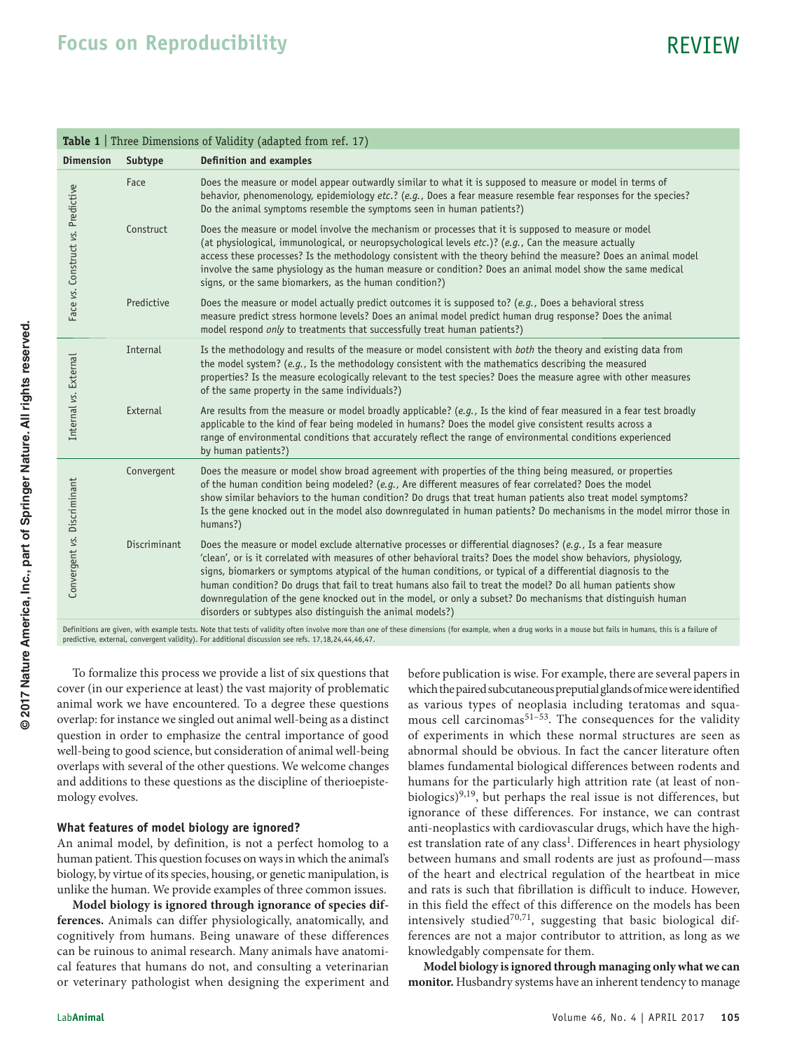**Table 1** | Three Dimensions of Validity (adapted from ref. 17)

| Dimension | Subtype | Definition and examples |
|---|---|---|
| Face *vs.* Construct *vs.* Predictive | Face | Does the measure or model appear outwardly similar to what it is supposed to measure or model in terms of behavior, phenomenology, epidemiology *etc.*? (*e.g.*, Does a fear measure resemble fear responses for the species? Do the animal symptoms resemble the symptoms seen in human patients?) |
| | Construct | Does the measure or model involve the mechanism or processes that it is supposed to measure or model (at physiological, immunological, or neuropsychological levels *etc.*)? (*e.g.*, Can the measure actually access these processes? Is the methodology consistent with the theory behind the measure? Does an animal model involve the same physiology as the human measure or condition? Does an animal model show the same medical signs, or the same biomarkers, as the human condition?) |
| | Predictive | Does the measure or model actually predict outcomes it is supposed to? (*e.g.*, Does a behavioral stress measure predict stress hormone levels? Does an animal model predict human drug response? Does the animal model respond *only* to treatments that successfully treat human patients?) |
| Internal *vs.* External | Internal | Is the methodology and results of the measure or model consistent with *both* the theory and existing data from the model system? (*e.g.*, Is the methodology consistent with the mathematics describing the measured properties? Is the measure ecologically relevant to the test species? Does the measure agree with other measures of the same property in the same individuals?) |
| | External | Are results from the measure or model broadly applicable? (*e.g.*, Is the kind of fear measured in a fear test broadly applicable to the kind of fear being modeled in humans? Does the model give consistent results across a range of environmental conditions that accurately reflect the range of environmental conditions experienced by human patients?) |
| Convergent *vs.* Discriminant | Convergent | Does the measure or model show broad agreement with properties of the thing being measured, or properties of the human condition being modeled? (*e.g.*, Are different measures of fear correlated? Does the model show similar behaviors to the human condition? Do drugs that treat human patients also treat model symptoms? Is the gene knocked out in the model also downregulated in human patients? Do mechanisms in the model mirror those in humans?) |
| | Discriminant | Does the measure or model exclude alternative processes or differential diagnoses? (*e.g.*, Is a fear measure 'clean', or is it correlated with measures of other behavioral traits? Does the model show behaviors, physiology, signs, biomarkers or symptoms atypical of the human conditions, or typical of a differential diagnosis to the human condition? Do drugs that fail to treat humans also fail to treat the model? Do all human patients show downregulation of the gene knocked out in the model, or only a subset? Do mechanisms that distinguish human disorders or subtypes also distinguish the animal models?) |

Definitions are given, with example tests. Note that tests of validity often involve more than one of these dimensions (for example, when a drug works in a mouse but fails in humans, this is a failure of predictive, external, convergent validity). For additional discussion see refs. 17,18,24,44,46,47.

To formalize this process we provide a list of six questions that cover (in our experience at least) the vast majority of problematic animal work we have encountered. To a degree these questions overlap: for instance we singled out animal well-being as a distinct question in order to emphasize the central importance of good well-being to good science, but consideration of animal well-being overlaps with several of the other questions. We welcome changes and additions to these questions as the discipline of therioepistemology evolves.

### What features of model biology are ignored?

An animal model, by definition, is not a perfect homolog to a human patient. This question focuses on ways in which the animal's biology, by virtue of its species, housing, or genetic manipulation, is unlike the human. We provide examples of three common issues.

**Model biology is ignored through ignorance of species differences.** Animals can differ physiologically, anatomically, and cognitively from humans. Being unaware of these differences can be ruinous to animal research. Many animals have anatomical features that humans do not, and consulting a veterinarian or veterinary pathologist when designing the experiment and before publication is wise. For example, there are several papers in which the paired subcutaneous preputial glands of mice were identified as various types of neoplasia including teratomas and squamous cell carcinomas[51–53]. The consequences for the validity of experiments in which these normal structures are seen as abnormal should be obvious. In fact the cancer literature often blames fundamental biological differences between rodents and humans for the particularly high attrition rate (at least of non-biologics)[9,19], but perhaps the real issue is not differences, but ignorance of these differences. For instance, we can contrast anti-neoplastics with cardiovascular drugs, which have the highest translation rate of any class[1]. Differences in heart physiology between humans and small rodents are just as profound—mass of the heart and electrical regulation of the heartbeat in mice and rats is such that fibrillation is difficult to induce. However, in this field the effect of this difference on the models has been intensively studied[70,71], suggesting that basic biological differences are not a major contributor to attrition, as long as we knowledgably compensate for them.

**Model biology is ignored through managing only what we can monitor.** Husbandry systems have an inherent tendency to manage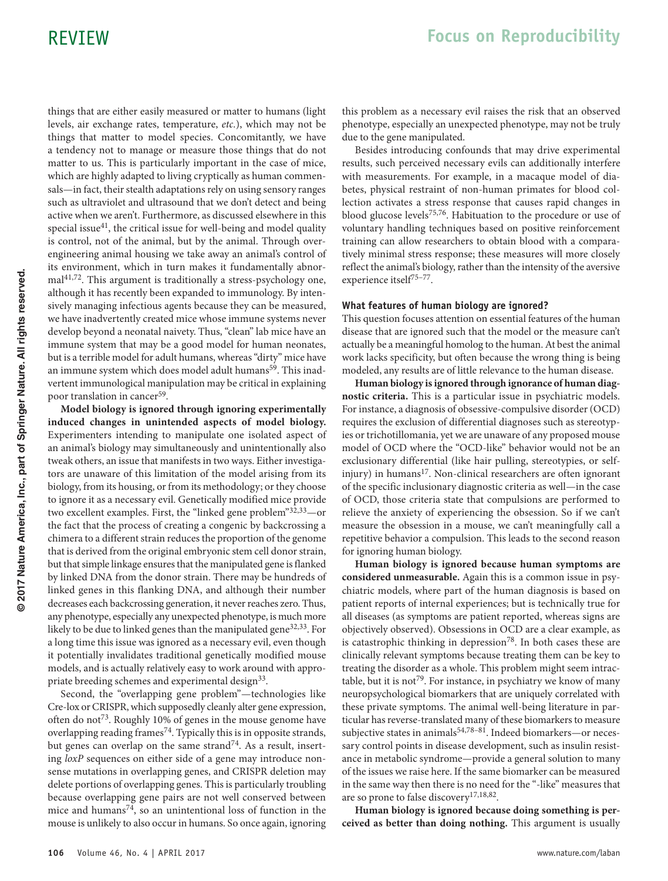things that are either easily measured or matter to humans (light levels, air exchange rates, temperature, *etc.*), which may not be things that matter to model species. Concomitantly, we have a tendency not to manage or measure those things that do not matter to us. This is particularly important in the case of mice, which are highly adapted to living cryptically as human commensals—in fact, their stealth adaptations rely on using sensory ranges such as ultraviolet and ultrasound that we don't detect and being active when we aren't. Furthermore, as discussed elsewhere in this special issue[41], the critical issue for well-being and model quality is control, not of the animal, but by the animal. Through over-engineering animal housing we take away an animal's control of its environment, which in turn makes it fundamentally abnormal[41,72]. This argument is traditionally a stress-psychology one, although it has recently been expanded to immunology. By intensively managing infectious agents because they can be measured, we have inadvertently created mice whose immune systems never develop beyond a neonatal naivety. Thus, "clean" lab mice have an immune system that may be a good model for human neonates, but is a terrible model for adult humans, whereas "dirty" mice have an immune system which does model adult humans[59]. This inadvertent immunological manipulation may be critical in explaining poor translation in cancer[59].

**Model biology is ignored through ignoring experimentally induced changes in unintended aspects of model biology.** Experimenters intending to manipulate one isolated aspect of an animal's biology may simultaneously and unintentionally also tweak others, an issue that manifests in two ways. Either investigators are unaware of this limitation of the model arising from its biology, from its housing, or from its methodology; or they choose to ignore it as a necessary evil. Genetically modified mice provide two excellent examples. First, the "linked gene problem"[32,33]—or the fact that the process of creating a congenic by backcrossing a chimera to a different strain reduces the proportion of the genome that is derived from the original embryonic stem cell donor strain, but that simple linkage ensures that the manipulated gene is flanked by linked DNA from the donor strain. There may be hundreds of linked genes in this flanking DNA, and although their number decreases each backcrossing generation, it never reaches zero. Thus, any phenotype, especially any unexpected phenotype, is much more likely to be due to linked genes than the manipulated gene[32,33]. For a long time this issue was ignored as a necessary evil, even though it potentially invalidates traditional genetically modified mouse models, and is actually relatively easy to work around with appropriate breeding schemes and experimental design[33].

Second, the "overlapping gene problem"—technologies like Cre-lox or CRISPR, which supposedly cleanly alter gene expression, often do not[73]. Roughly 10% of genes in the mouse genome have overlapping reading frames[74]. Typically this is in opposite strands, but genes can overlap on the same strand[74]. As a result, inserting *loxP* sequences on either side of a gene may introduce nonsense mutations in overlapping genes, and CRISPR deletion may delete portions of overlapping genes. This is particularly troubling because overlapping gene pairs are not well conserved between mice and humans[74], so an unintentional loss of function in the mouse is unlikely to also occur in humans. So once again, ignoring this problem as a necessary evil raises the risk that an observed phenotype, especially an unexpected phenotype, may not be truly due to the gene manipulated.

Besides introducing confounds that may drive experimental results, such perceived necessary evils can additionally interfere with measurements. For example, in a macaque model of diabetes, physical restraint of non-human primates for blood collection activates a stress response that causes rapid changes in blood glucose levels[75,76]. Habituation to the procedure or use of voluntary handling techniques based on positive reinforcement training can allow researchers to obtain blood with a comparatively minimal stress response; these measures will more closely reflect the animal's biology, rather than the intensity of the aversive experience itself[75–77].

### What features of human biology are ignored?

This question focuses attention on essential features of the human disease that are ignored such that the model or the measure can't actually be a meaningful homolog to the human. At best the animal work lacks specificity, but often because the wrong thing is being modeled, any results are of little relevance to the human disease.

**Human biology is ignored through ignorance of human diagnostic criteria.** This is a particular issue in psychiatric models. For instance, a diagnosis of obsessive-compulsive disorder (OCD) requires the exclusion of differential diagnoses such as stereotypies or trichotillomania, yet we are unaware of any proposed mouse model of OCD where the "OCD-like" behavior would not be an exclusionary differential (like hair pulling, stereotypies, or self-injury) in humans[17]. Non-clinical researchers are often ignorant of the specific inclusionary diagnostic criteria as well—in the case of OCD, those criteria state that compulsions are performed to relieve the anxiety of experiencing the obsession. So if we can't measure the obsession in a mouse, we can't meaningfully call a repetitive behavior a compulsion. This leads to the second reason for ignoring human biology.

**Human biology is ignored because human symptoms are considered unmeasurable.** Again this is a common issue in psychiatric models, where part of the human diagnosis is based on patient reports of internal experiences; but is technically true for all diseases (as symptoms are patient reported, whereas signs are objectively observed). Obsessions in OCD are a clear example, as is catastrophic thinking in depression[78]. In both cases these are clinically relevant symptoms because treating them can be key to treating the disorder as a whole. This problem might seem intractable, but it is not[79]. For instance, in psychiatry we know of many neuropsychological biomarkers that are uniquely correlated with these private symptoms. The animal well-being literature in particular has reverse-translated many of these biomarkers to measure subjective states in animals[54,78–81]. Indeed biomarkers—or necessary control points in disease development, such as insulin resistance in metabolic syndrome—provide a general solution to many of the issues we raise here. If the same biomarker can be measured in the same way then there is no need for the "-like" measures that are so prone to false discovery[17,18,82].

**Human biology is ignored because doing something is perceived as better than doing nothing.** This argument is usually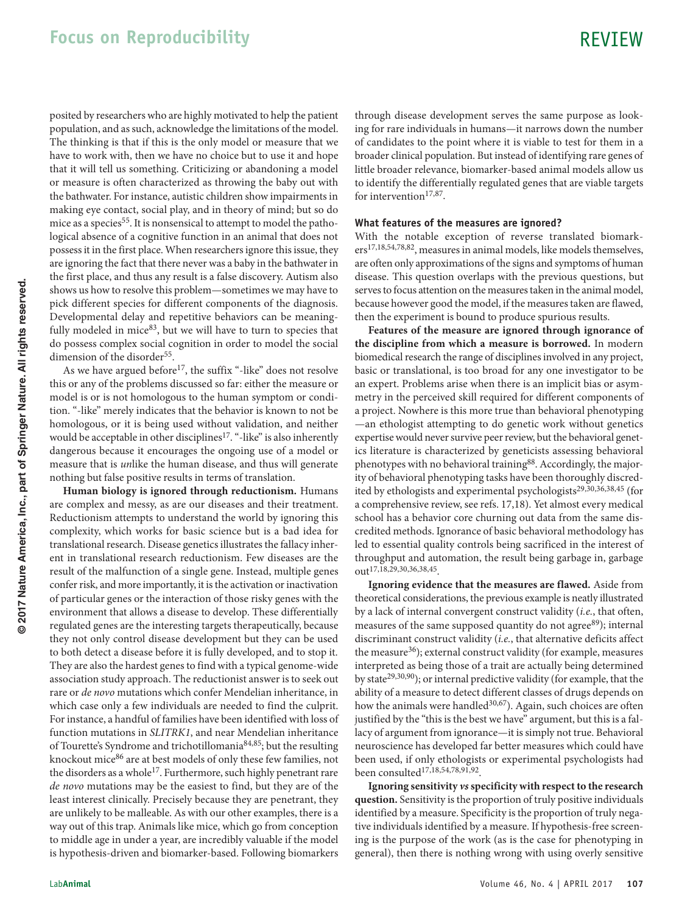posited by researchers who are highly motivated to help the patient population, and as such, acknowledge the limitations of the model. The thinking is that if this is the only model or measure that we have to work with, then we have no choice but to use it and hope that it will tell us something. Criticizing or abandoning a model or measure is often characterized as throwing the baby out with the bathwater. For instance, autistic children show impairments in making eye contact, social play, and in theory of mind; but so do mice as a species[55]. It is nonsensical to attempt to model the pathological absence of a cognitive function in an animal that does not possess it in the first place. When researchers ignore this issue, they are ignoring the fact that there never was a baby in the bathwater in the first place, and thus any result is a false discovery. Autism also shows us how to resolve this problem—sometimes we may have to pick different species for different components of the diagnosis. Developmental delay and repetitive behaviors can be meaningfully modeled in mice[83], but we will have to turn to species that do possess complex social cognition in order to model the social dimension of the disorder[55].

As we have argued before[17], the suffix "-like" does not resolve this or any of the problems discussed so far: either the measure or model is or is not homologous to the human symptom or condition. "-like" merely indicates that the behavior is known to not be homologous, or it is being used without validation, and neither would be acceptable in other disciplines[17]. "-like" is also inherently dangerous because it encourages the ongoing use of a model or measure that is *un*like the human disease, and thus will generate nothing but false positive results in terms of translation.

**Human biology is ignored through reductionism.** Humans are complex and messy, as are our diseases and their treatment. Reductionism attempts to understand the world by ignoring this complexity, which works for basic science but is a bad idea for translational research. Disease genetics illustrates the fallacy inherent in translational research reductionism. Few diseases are the result of the malfunction of a single gene. Instead, multiple genes confer risk, and more importantly, it is the activation or inactivation of particular genes or the interaction of those risky genes with the environment that allows a disease to develop. These differentially regulated genes are the interesting targets therapeutically, because they not only control disease development but they can be used to both detect a disease before it is fully developed, and to stop it. They are also the hardest genes to find with a typical genome-wide association study approach. The reductionist answer is to seek out rare or *de novo* mutations which confer Mendelian inheritance, in which case only a few individuals are needed to find the culprit. For instance, a handful of families have been identified with loss of function mutations in *SLITRK1*, and near Mendelian inheritance of Tourette's Syndrome and trichotillomania[84,85]; but the resulting knockout mice[86] are at best models of only these few families, not the disorders as a whole[17]. Furthermore, such highly penetrant rare *de novo* mutations may be the easiest to find, but they are of the least interest clinically. Precisely because they are penetrant, they are unlikely to be malleable. As with our other examples, there is a way out of this trap. Animals like mice, which go from conception to middle age in under a year, are incredibly valuable if the model is hypothesis-driven and biomarker-based. Following biomarkers through disease development serves the same purpose as looking for rare individuals in humans—it narrows down the number of candidates to the point where it is viable to test for them in a broader clinical population. But instead of identifying rare genes of little broader relevance, biomarker-based animal models allow us to identify the differentially regulated genes that are viable targets for intervention[17,87].

### What features of the measures are ignored?

With the notable exception of reverse translated biomarkers[17,18,54,78,82], measures in animal models, like models themselves, are often only approximations of the signs and symptoms of human disease. This question overlaps with the previous questions, but serves to focus attention on the measures taken in the animal model, because however good the model, if the measures taken are flawed, then the experiment is bound to produce spurious results.

**Features of the measure are ignored through ignorance of the discipline from which a measure is borrowed.** In modern biomedical research the range of disciplines involved in any project, basic or translational, is too broad for any one investigator to be an expert. Problems arise when there is an implicit bias or asymmetry in the perceived skill required for different components of a project. Nowhere is this more true than behavioral phenotyping —an ethologist attempting to do genetic work without genetics expertise would never survive peer review, but the behavioral genetics literature is characterized by geneticists assessing behavioral phenotypes with no behavioral training[88]. Accordingly, the majority of behavioral phenotyping tasks have been thoroughly discredited by ethologists and experimental psychologists[29,30,36,38,45] (for a comprehensive review, see refs. 17,18). Yet almost every medical school has a behavior core churning out data from the same discredited methods. Ignorance of basic behavioral methodology has led to essential quality controls being sacrificed in the interest of throughput and automation, the result being garbage in, garbage out[17,18,29,30,36,38,45].

**Ignoring evidence that the measures are flawed.** Aside from theoretical considerations, the previous example is neatly illustrated by a lack of internal convergent construct validity (*i.e.*, that often, measures of the same supposed quantity do not agree[89]); internal discriminant construct validity (*i.e.*, that alternative deficits affect the measure[36]); external construct validity (for example, measures interpreted as being those of a trait are actually being determined by state[29,30,90]); or internal predictive validity (for example, that the ability of a measure to detect different classes of drugs depends on how the animals were handled[30,67]). Again, such choices are often justified by the "this is the best we have" argument, but this is a fallacy of argument from ignorance—it is simply not true. Behavioral neuroscience has developed far better measures which could have been used, if only ethologists or experimental psychologists had been consulted[17,18,54,78,91,92].

**Ignoring sensitivity *vs* specificity with respect to the research question.** Sensitivity is the proportion of truly positive individuals identified by a measure. Specificity is the proportion of truly negative individuals identified by a measure. If hypothesis-free screening is the purpose of the work (as is the case for phenotyping in general), then there is nothing wrong with using overly sensitive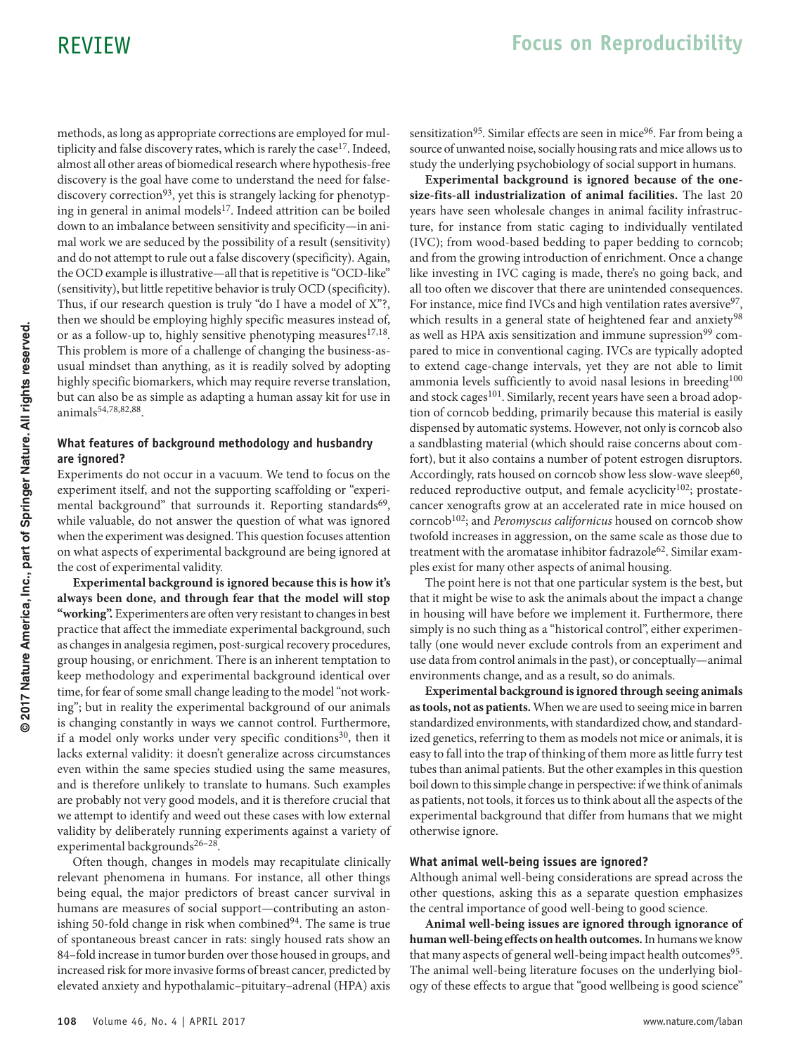methods, as long as appropriate corrections are employed for multiplicity and false discovery rates, which is rarely the case[17]. Indeed, almost all other areas of biomedical research where hypothesis-free discovery is the goal have come to understand the need for false-discovery correction[93], yet this is strangely lacking for phenotyping in general in animal models[17]. Indeed attrition can be boiled down to an imbalance between sensitivity and specificity—in animal work we are seduced by the possibility of a result (sensitivity) and do not attempt to rule out a false discovery (specificity). Again, the OCD example is illustrative—all that is repetitive is "OCD-like" (sensitivity), but little repetitive behavior is truly OCD (specificity). Thus, if our research question is truly "do I have a model of X"?, then we should be employing highly specific measures instead of, or as a follow-up to, highly sensitive phenotyping measures[17,18]. This problem is more of a challenge of changing the business-as-usual mindset than anything, as it is readily solved by adopting highly specific biomarkers, which may require reverse translation, but can also be as simple as adapting a human assay kit for use in animals[54,78,82,88].

### What features of background methodology and husbandry are ignored?

Experiments do not occur in a vacuum. We tend to focus on the experiment itself, and not the supporting scaffolding or "experimental background" that surrounds it. Reporting standards[69], while valuable, do not answer the question of what was ignored when the experiment was designed. This question focuses attention on what aspects of experimental background are being ignored at the cost of experimental validity.

**Experimental background is ignored because this is how it's always been done, and through fear that the model will stop "working".** Experimenters are often very resistant to changes in best practice that affect the immediate experimental background, such as changes in analgesia regimen, post-surgical recovery procedures, group housing, or enrichment. There is an inherent temptation to keep methodology and experimental background identical over time, for fear of some small change leading to the model "not working"; but in reality the experimental background of our animals is changing constantly in ways we cannot control. Furthermore, if a model only works under very specific conditions[30], then it lacks external validity: it doesn't generalize across circumstances even within the same species studied using the same measures, and is therefore unlikely to translate to humans. Such examples are probably not very good models, and it is therefore crucial that we attempt to identify and weed out these cases with low external validity by deliberately running experiments against a variety of experimental backgrounds[26–28].

Often though, changes in models may recapitulate clinically relevant phenomena in humans. For instance, all other things being equal, the major predictors of breast cancer survival in humans are measures of social support—contributing an astonishing 50-fold change in risk when combined[94]. The same is true of spontaneous breast cancer in rats: singly housed rats show an 84–fold increase in tumor burden over those housed in groups, and increased risk for more invasive forms of breast cancer, predicted by elevated anxiety and hypothalamic–pituitary–adrenal (HPA) axis sensitization[95]. Similar effects are seen in mice[96]. Far from being a source of unwanted noise, socially housing rats and mice allows us to study the underlying psychobiology of social support in humans.

**Experimental background is ignored because of the one-size-fits-all industrialization of animal facilities.** The last 20 years have seen wholesale changes in animal facility infrastructure, for instance from static caging to individually ventilated (IVC); from wood-based bedding to paper bedding to corncob; and from the growing introduction of enrichment. Once a change like investing in IVC caging is made, there's no going back, and all too often we discover that there are unintended consequences. For instance, mice find IVCs and high ventilation rates aversive[97], which results in a general state of heightened fear and anxiety[98] as well as HPA axis sensitization and immune supression[99] compared to mice in conventional caging. IVCs are typically adopted to extend cage-change intervals, yet they are not able to limit ammonia levels sufficiently to avoid nasal lesions in breeding[100] and stock cages[101]. Similarly, recent years have seen a broad adoption of corncob bedding, primarily because this material is easily dispensed by automatic systems. However, not only is corncob also a sandblasting material (which should raise concerns about comfort), but it also contains a number of potent estrogen disruptors. Accordingly, rats housed on corncob show less slow-wave sleep[60], reduced reproductive output, and female acyclicity[102]; prostate-cancer xenografts grow at an accelerated rate in mice housed on corncob[102]; and *Peromyscus californicus* housed on corncob show twofold increases in aggression, on the same scale as those due to treatment with the aromatase inhibitor fadrazole[62]. Similar examples exist for many other aspects of animal housing.

The point here is not that one particular system is the best, but that it might be wise to ask the animals about the impact a change in housing will have before we implement it. Furthermore, there simply is no such thing as a "historical control", either experimentally (one would never exclude controls from an experiment and use data from control animals in the past), or conceptually—animal environments change, and as a result, so do animals.

**Experimental background is ignored through seeing animals as tools, not as patients.** When we are used to seeing mice in barren standardized environments, with standardized chow, and standardized genetics, referring to them as models not mice or animals, it is easy to fall into the trap of thinking of them more as little furry test tubes than animal patients. But the other examples in this question boil down to this simple change in perspective: if we think of animals as patients, not tools, it forces us to think about all the aspects of the experimental background that differ from humans that we might otherwise ignore.

### What animal well-being issues are ignored?

Although animal well-being considerations are spread across the other questions, asking this as a separate question emphasizes the central importance of good well-being to good science.

**Animal well-being issues are ignored through ignorance of human well-being effects on health outcomes.** In humans we know that many aspects of general well-being impact health outcomes[95]. The animal well-being literature focuses on the underlying biology of these effects to argue that "good wellbeing is good science"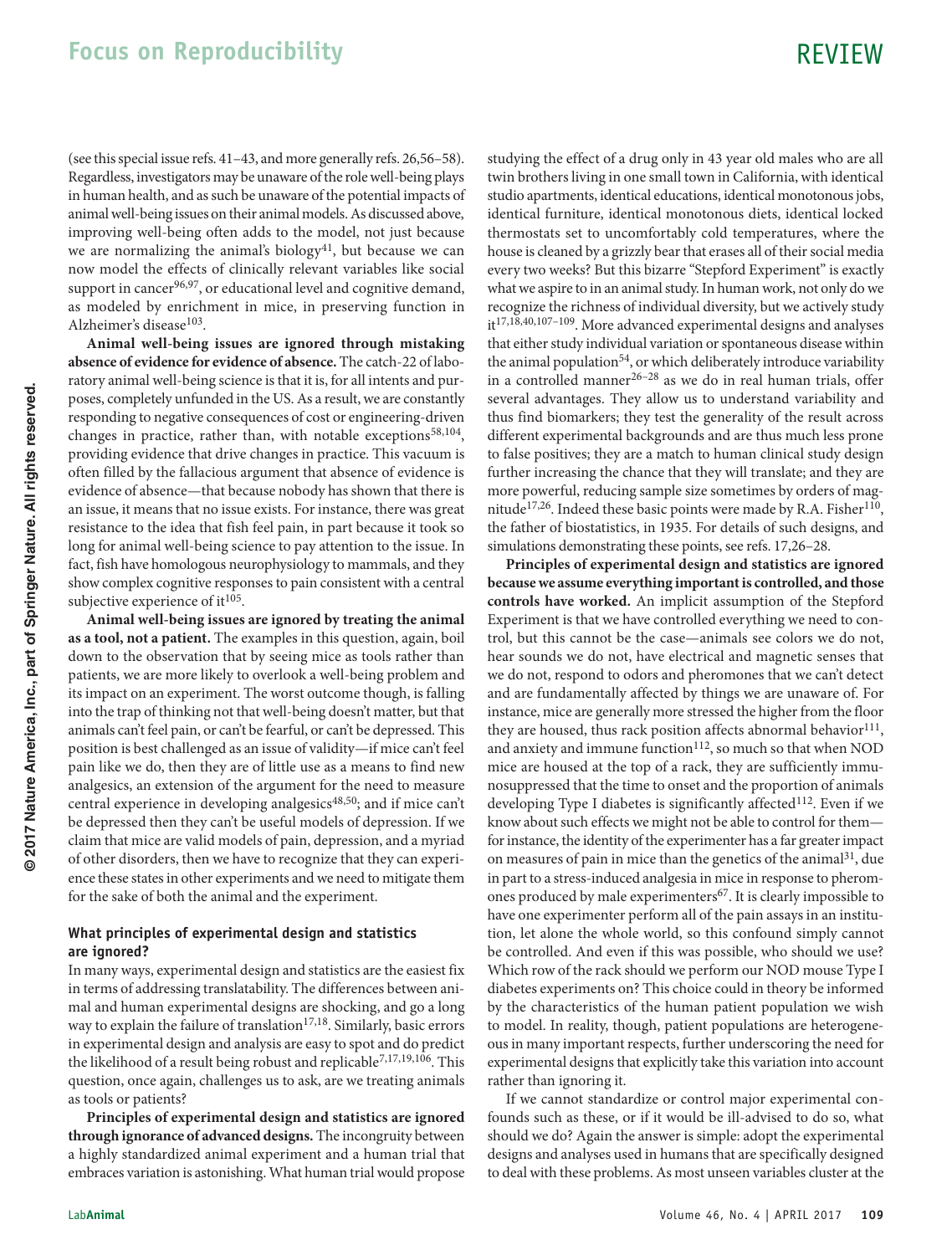(see this special issue refs. 41–43, and more generally refs. 26,56–58). Regardless, investigators may be unaware of the role well-being plays in human health, and as such be unaware of the potential impacts of animal well-being issues on their animal models. As discussed above, improving well-being often adds to the model, not just because we are normalizing the animal's biology[41], but because we can now model the effects of clinically relevant variables like social support in cancer[96,97], or educational level and cognitive demand, as modeled by enrichment in mice, in preserving function in Alzheimer's disease[103].

**Animal well-being issues are ignored through mistaking absence of evidence for evidence of absence.** The catch-22 of laboratory animal well-being science is that it is, for all intents and purposes, completely unfunded in the US. As a result, we are constantly responding to negative consequences of cost or engineering-driven changes in practice, rather than, with notable exceptions[58,104], providing evidence that drive changes in practice. This vacuum is often filled by the fallacious argument that absence of evidence is evidence of absence—that because nobody has shown that there is an issue, it means that no issue exists. For instance, there was great resistance to the idea that fish feel pain, in part because it took so long for animal well-being science to pay attention to the issue. In fact, fish have homologous neurophysiology to mammals, and they show complex cognitive responses to pain consistent with a central subjective experience of it[105].

**Animal well-being issues are ignored by treating the animal as a tool, not a patient.** The examples in this question, again, boil down to the observation that by seeing mice as tools rather than patients, we are more likely to overlook a well-being problem and its impact on an experiment. The worst outcome though, is falling into the trap of thinking not that well-being doesn't matter, but that animals can't feel pain, or can't be fearful, or can't be depressed. This position is best challenged as an issue of validity—if mice can't feel pain like we do, then they are of little use as a means to find new analgesics, an extension of the argument for the need to measure central experience in developing analgesics[48,50]; and if mice can't be depressed then they can't be useful models of depression. If we claim that mice are valid models of pain, depression, and a myriad of other disorders, then we have to recognize that they can experience these states in other experiments and we need to mitigate them for the sake of both the animal and the experiment.

### What principles of experimental design and statistics are ignored?

In many ways, experimental design and statistics are the easiest fix in terms of addressing translatability. The differences between animal and human experimental designs are shocking, and go a long way to explain the failure of translation[17,18]. Similarly, basic errors in experimental design and analysis are easy to spot and do predict the likelihood of a result being robust and replicable[7,17,19,106]. This question, once again, challenges us to ask, are we treating animals as tools or patients?

**Principles of experimental design and statistics are ignored through ignorance of advanced designs.** The incongruity between a highly standardized animal experiment and a human trial that embraces variation is astonishing. What human trial would propose studying the effect of a drug only in 43 year old males who are all twin brothers living in one small town in California, with identical studio apartments, identical educations, identical monotonous jobs, identical furniture, identical monotonous diets, identical locked thermostats set to uncomfortably cold temperatures, where the house is cleaned by a grizzly bear that erases all of their social media every two weeks? But this bizarre "Stepford Experiment" is exactly what we aspire to in an animal study. In human work, not only do we recognize the richness of individual diversity, but we actively study it[17,18,40,107–109]. More advanced experimental designs and analyses that either study individual variation or spontaneous disease within the animal population[54], or which deliberately introduce variability in a controlled manner[26–28] as we do in real human trials, offer several advantages. They allow us to understand variability and thus find biomarkers; they test the generality of the result across different experimental backgrounds and are thus much less prone to false positives; they are a match to human clinical study design further increasing the chance that they will translate; and they are more powerful, reducing sample size sometimes by orders of magnitude[17,26]. Indeed these basic points were made by R.A. Fisher[110], the father of biostatistics, in 1935. For details of such designs, and simulations demonstrating these points, see refs. 17,26–28.

**Principles of experimental design and statistics are ignored because we assume everything important is controlled, and those controls have worked.** An implicit assumption of the Stepford Experiment is that we have controlled everything we need to control, but this cannot be the case—animals see colors we do not, hear sounds we do not, have electrical and magnetic senses that we do not, respond to odors and pheromones that we can't detect and are fundamentally affected by things we are unaware of. For instance, mice are generally more stressed the higher from the floor they are housed, thus rack position affects abnormal behavior[111], and anxiety and immune function[112], so much so that when NOD mice are housed at the top of a rack, they are sufficiently immunosuppressed that the time to onset and the proportion of animals developing Type I diabetes is significantly affected[112]. Even if we know about such effects we might not be able to control for them—for instance, the identity of the experimenter has a far greater impact on measures of pain in mice than the genetics of the animal[31], due in part to a stress-induced analgesia in mice in response to pheromones produced by male experimenters[67]. It is clearly impossible to have one experimenter perform all of the pain assays in an institution, let alone the whole world, so this confound simply cannot be controlled. And even if this was possible, who should we use? Which row of the rack should we perform our NOD mouse Type I diabetes experiments on? This choice could in theory be informed by the characteristics of the human patient population we wish to model. In reality, though, patient populations are heterogeneous in many important respects, further underscoring the need for experimental designs that explicitly take this variation into account rather than ignoring it.

If we cannot standardize or control major experimental confounds such as these, or if it would be ill-advised to do so, what should we do? Again the answer is simple: adopt the experimental designs and analyses used in humans that are specifically designed to deal with these problems. As most unseen variables cluster at the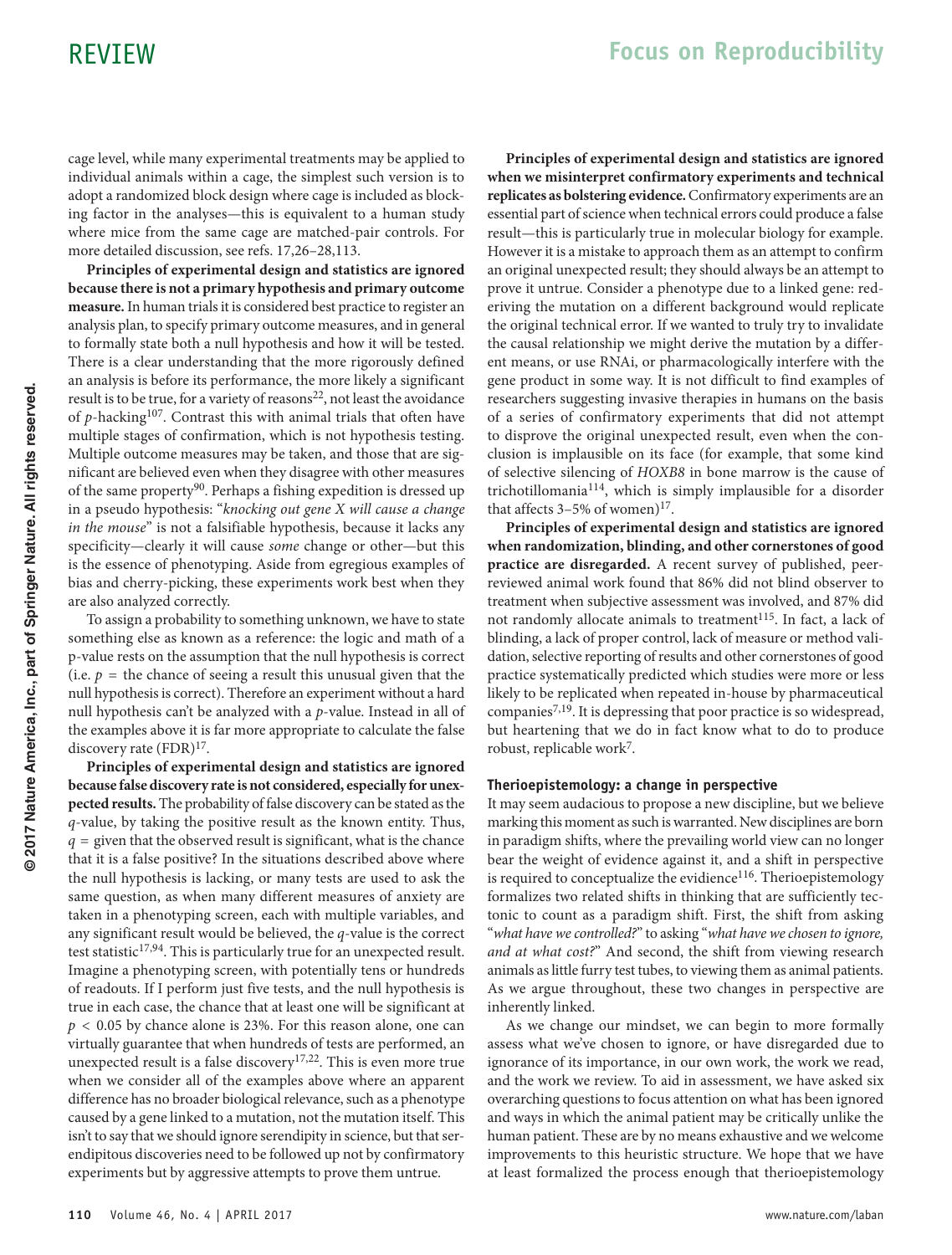cage level, while many experimental treatments may be applied to individual animals within a cage, the simplest such version is to adopt a randomized block design where cage is included as blocking factor in the analyses—this is equivalent to a human study where mice from the same cage are matched-pair controls. For more detailed discussion, see refs. 17,26–28,113.

**Principles of experimental design and statistics are ignored because there is not a primary hypothesis and primary outcome measure.** In human trials it is considered best practice to register an analysis plan, to specify primary outcome measures, and in general to formally state both a null hypothesis and how it will be tested. There is a clear understanding that the more rigorously defined an analysis is before its performance, the more likely a significant result is to be true, for a variety of reasons[22], not least the avoidance of $p$-hacking[107]. Contrast this with animal trials that often have multiple stages of confirmation, which is not hypothesis testing. Multiple outcome measures may be taken, and those that are significant are believed even when they disagree with other measures of the same property[90]. Perhaps a fishing expedition is dressed up in a pseudo hypothesis: "*knocking out gene X will cause a change in the mouse*" is not a falsifiable hypothesis, because it lacks any specificity—clearly it will cause *some* change or other—but this is the essence of phenotyping. Aside from egregious examples of bias and cherry-picking, these experiments work best when they are also analyzed correctly.

To assign a probability to something unknown, we have to state something else as known as a reference: the logic and math of a p-value rests on the assumption that the null hypothesis is correct (i.e. $p$ = the chance of seeing a result this unusual given that the null hypothesis is correct). Therefore an experiment without a hard null hypothesis can't be analyzed with a $p$-value. Instead in all of the examples above it is far more appropriate to calculate the false discovery rate (FDR)[17].

**Principles of experimental design and statistics are ignored because false discovery rate is not considered, especially for unexpected results.** The probability of false discovery can be stated as the $q$-value, by taking the positive result as the known entity. Thus, $q$ = given that the observed result is significant, what is the chance that it is a false positive? In the situations described above where the null hypothesis is lacking, or many tests are used to ask the same question, as when many different measures of anxiety are taken in a phenotyping screen, each with multiple variables, and any significant result would be believed, the $q$-value is the correct test statistic[17,94]. This is particularly true for an unexpected result. Imagine a phenotyping screen, with potentially tens or hundreds of readouts. If I perform just five tests, and the null hypothesis is true in each case, the chance that at least one will be significant at $p < 0.05$ by chance alone is 23%. For this reason alone, one can virtually guarantee that when hundreds of tests are performed, an unexpected result is a false discovery[17,22]. This is even more true when we consider all of the examples above where an apparent difference has no broader biological relevance, such as a phenotype caused by a gene linked to a mutation, not the mutation itself. This isn't to say that we should ignore serendipity in science, but that serendipitous discoveries need to be followed up not by confirmatory experiments but by aggressive attempts to prove them untrue.

**Principles of experimental design and statistics are ignored when we misinterpret confirmatory experiments and technical replicates as bolstering evidence.** Confirmatory experiments are an essential part of science when technical errors could produce a false result—this is particularly true in molecular biology for example. However it is a mistake to approach them as an attempt to confirm an original unexpected result; they should always be an attempt to prove it untrue. Consider a phenotype due to a linked gene: rederiving the mutation on a different background would replicate the original technical error. If we wanted to truly try to invalidate the causal relationship we might derive the mutation by a different means, or use RNAi, or pharmacologically interfere with the gene product in some way. It is not difficult to find examples of researchers suggesting invasive therapies in humans on the basis of a series of confirmatory experiments that did not attempt to disprove the original unexpected result, even when the conclusion is implausible on its face (for example, that some kind of selective silencing of *HOXB8* in bone marrow is the cause of trichotillomania[114], which is simply implausible for a disorder that affects 3–5% of women)[17].

**Principles of experimental design and statistics are ignored when randomization, blinding, and other cornerstones of good practice are disregarded.** A recent survey of published, peer-reviewed animal work found that 86% did not blind observer to treatment when subjective assessment was involved, and 87% did not randomly allocate animals to treatment[115]. In fact, a lack of blinding, a lack of proper control, lack of measure or method validation, selective reporting of results and other cornerstones of good practice systematically predicted which studies were more or less likely to be replicated when repeated in-house by pharmaceutical companies[7,19]. It is depressing that poor practice is so widespread, but heartening that we do in fact know what to do to produce robust, replicable work[7].

### Therioepistemology: a change in perspective

It may seem audacious to propose a new discipline, but we believe marking this moment as such is warranted. New disciplines are born in paradigm shifts, where the prevailing world view can no longer bear the weight of evidence against it, and a shift in perspective is required to conceptualize the evidence[116]. Therioepistemology formalizes two related shifts in thinking that are sufficiently tectonic to count as a paradigm shift. First, the shift from asking "*what have we controlled?*" to asking "*what have we chosen to ignore, and at what cost?*" And second, the shift from viewing research animals as little furry test tubes, to viewing them as animal patients. As we argue throughout, these two changes in perspective are inherently linked.

As we change our mindset, we can begin to more formally assess what we've chosen to ignore, or have disregarded due to ignorance of its importance, in our own work, the work we read, and the work we review. To aid in assessment, we have asked six overarching questions to focus attention on what has been ignored and ways in which the animal patient may be critically unlike the human patient. These are by no means exhaustive and we welcome improvements to this heuristic structure. We hope that we have at least formalized the process enough that therioepistemology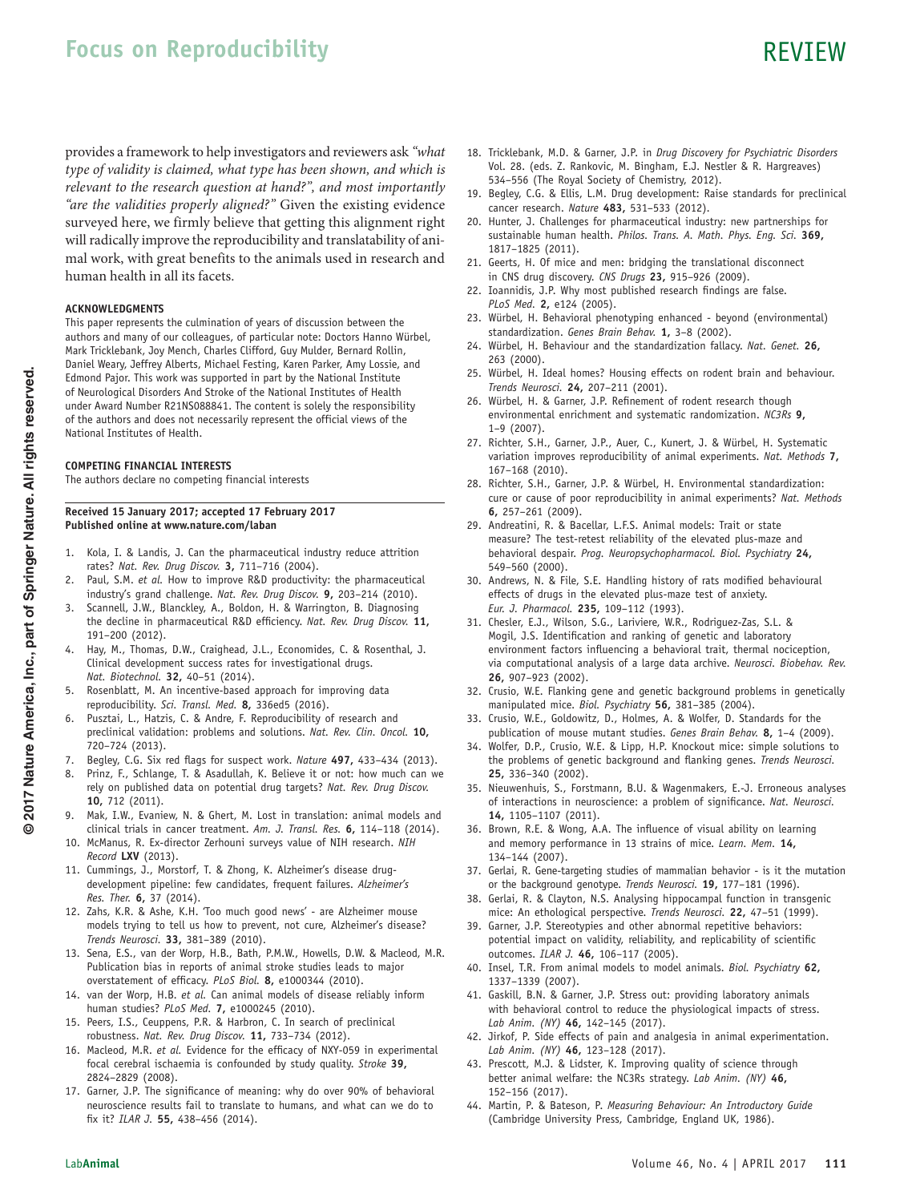provides a framework to help investigators and reviewers ask *"what type of validity is claimed, what type has been shown, and which is relevant to the research question at hand?", and most importantly "are the validities properly aligned?"* Given the existing evidence surveyed here, we firmly believe that getting this alignment right will radically improve the reproducibility and translatability of animal work, with great benefits to the animals used in research and human health in all its facets.

#### ACKNOWLEDGMENTS

This paper represents the culmination of years of discussion between the authors and many of our colleagues, of particular note: Doctors Hanno Würbel, Mark Tricklebank, Joy Mench, Charles Clifford, Guy Mulder, Bernard Rollin, Daniel Weary, Jeffrey Alberts, Michael Festing, Karen Parker, Amy Lossie, and Edmond Pajor. This work was supported in part by the National Institute of Neurological Disorders And Stroke of the National Institutes of Health under Award Number R21NS088841. The content is solely the responsibility of the authors and does not necessarily represent the official views of the National Institutes of Health.

#### COMPETING FINANCIAL INTERESTS

The authors declare no competing financial interests

**Received 15 January 2017; accepted 17 February 2017**
**Published online at www.nature.com/laban**

1. Kola, I. & Landis, J. Can the pharmaceutical industry reduce attrition rates? *Nat. Rev. Drug Discov.* **3,** 711–716 (2004).
2. Paul, S.M. *et al.* How to improve R&D productivity: the pharmaceutical industry's grand challenge. *Nat. Rev. Drug Discov.* **9,** 203–214 (2010).
3. Scannell, J.W., Blanckley, A., Boldon, H. & Warrington, B. Diagnosing the decline in pharmaceutical R&D efficiency. *Nat. Rev. Drug Discov.* **11,** 191–200 (2012).
4. Hay, M., Thomas, D.W., Craighead, J.L., Economides, C. & Rosenthal, J. Clinical development success rates for investigational drugs. *Nat. Biotechnol.* **32,** 40–51 (2014).
5. Rosenblatt, M. An incentive-based approach for improving data reproducibility. *Sci. Transl. Med.* **8,** 336ed5 (2016).
6. Pusztai, L., Hatzis, C. & Andre, F. Reproducibility of research and preclinical validation: problems and solutions. *Nat. Rev. Clin. Oncol.* **10,** 720–724 (2013).
7. Begley, C.G. Six red flags for suspect work. *Nature* **497,** 433–434 (2013).
8. Prinz, F., Schlange, T. & Asadullah, K. Believe it or not: how much can we rely on published data on potential drug targets? *Nat. Rev. Drug Discov.* **10,** 712 (2011).
9. Mak, I.W., Evaniew, N. & Ghert, M. Lost in translation: animal models and clinical trials in cancer treatment. *Am. J. Transl. Res.* **6,** 114–118 (2014).
10. McManus, R. Ex-director Zerhouni surveys value of NIH research. *NIH Record* **LXV** (2013).
11. Cummings, J., Morstorf, T. & Zhong, K. Alzheimer's disease drug-development pipeline: few candidates, frequent failures. *Alzheimer's Res. Ther.* **6,** 37 (2014).
12. Zahs, K.R. & Ashe, K.H. 'Too much good news' - are Alzheimer mouse models trying to tell us how to prevent, not cure, Alzheimer's disease? *Trends Neurosci.* **33,** 381–389 (2010).
13. Sena, E.S., van der Worp, H.B., Bath, P.M.W., Howells, D.W. & Macleod, M.R. Publication bias in reports of animal stroke studies leads to major overstatement of efficacy. *PLoS Biol.* **8,** e1000344 (2010).
14. van der Worp, H.B. *et al.* Can animal models of disease reliably inform human studies? *PLoS Med.* **7,** e1000245 (2010).
15. Peers, I.S., Ceuppens, P.R. & Harbron, C. In search of preclinical robustness. *Nat. Rev. Drug Discov.* **11,** 733–734 (2012).
16. Macleod, M.R. *et al.* Evidence for the efficacy of NXY-059 in experimental focal cerebral ischaemia is confounded by study quality. *Stroke* **39,** 2824–2829 (2008).
17. Garner, J.P. The significance of meaning: why do over 90% of behavioral neuroscience results fail to translate to humans, and what can we do to fix it? *ILAR J.* **55,** 438–456 (2014).
18. Tricklebank, M.D. & Garner, J.P. in *Drug Discovery for Psychiatric Disorders* Vol. 28. (eds. Z. Rankovic, M. Bingham, E.J. Nestler & R. Hargreaves) 534–556 (The Royal Society of Chemistry, 2012).
19. Begley, C.G. & Ellis, L.M. Drug development: Raise standards for preclinical cancer research. *Nature* **483,** 531–533 (2012).
20. Hunter, J. Challenges for pharmaceutical industry: new partnerships for sustainable human health. *Philos. Trans. A. Math. Phys. Eng. Sci.* **369,** 1817–1825 (2011).
21. Geerts, H. Of mice and men: bridging the translational disconnect in CNS drug discovery. *CNS Drugs* **23,** 915–926 (2009).
22. Ioannidis, J.P. Why most published research findings are false. *PLoS Med.* **2,** e124 (2005).
23. Würbel, H. Behavioral phenotyping enhanced - beyond (environmental) standardization. *Genes Brain Behav.* **1,** 3–8 (2002).
24. Würbel, H. Behaviour and the standardization fallacy. *Nat. Genet.* **26,** 263 (2000).
25. Würbel, H. Ideal homes? Housing effects on rodent brain and behaviour. *Trends Neurosci.* **24,** 207–211 (2001).
26. Würbel, H. & Garner, J.P. Refinement of rodent research though environmental enrichment and systematic randomization. *NC3Rs* **9,** 1–9 (2007).
27. Richter, S.H., Garner, J.P., Auer, C., Kunert, J. & Würbel, H. Systematic variation improves reproducibility of animal experiments. *Nat. Methods* **7,** 167–168 (2010).
28. Richter, S.H., Garner, J.P. & Würbel, H. Environmental standardization: cure or cause of poor reproducibility in animal experiments? *Nat. Methods* **6,** 257–261 (2009).
29. Andreatini, R. & Bacellar, L.F.S. Animal models: Trait or state measure? The test-retest reliability of the elevated plus-maze and behavioral despair. *Prog. Neuropsychopharmacol. Biol. Psychiatry* **24,** 549–560 (2000).
30. Andrews, N. & File, S.E. Handling history of rats modified behavioural effects of drugs in the elevated plus-maze test of anxiety. *Eur. J. Pharmacol.* **235,** 109–112 (1993).
31. Chesler, E.J., Wilson, S.G., Lariviere, W.R., Rodriguez-Zas, S.L. & Mogil, J.S. Identification and ranking of genetic and laboratory environment factors influencing a behavioral trait, thermal nociception, via computational analysis of a large data archive. *Neurosci. Biobehav. Rev.* **26,** 907–923 (2002).
32. Crusio, W.E. Flanking gene and genetic background problems in genetically manipulated mice. *Biol. Psychiatry* **56,** 381–385 (2004).
33. Crusio, W.E., Goldowitz, D., Holmes, A. & Wolfer, D. Standards for the publication of mouse mutant studies. *Genes Brain Behav.* **8,** 1–4 (2009).
34. Wolfer, D.P., Crusio, W.E. & Lipp, H.P. Knockout mice: simple solutions to the problems of genetic background and flanking genes. *Trends Neurosci.* **25,** 336–340 (2002).
35. Nieuwenhuis, S., Forstmann, B.U. & Wagenmakers, E.-J. Erroneous analyses of interactions in neuroscience: a problem of significance. *Nat. Neurosci.* **14,** 1105–1107 (2011).
36. Brown, R.E. & Wong, A.A. The influence of visual ability on learning and memory performance in 13 strains of mice. *Learn. Mem.* **14,** 134–144 (2007).
37. Gerlai, R. Gene-targeting studies of mammalian behavior - is it the mutation or the background genotype. *Trends Neurosci.* **19,** 177–181 (1996).
38. Gerlai, R. & Clayton, N.S. Analysing hippocampal function in transgenic mice: An ethological perspective. *Trends Neurosci.* **22,** 47–51 (1999).
39. Garner, J.P. Stereotypies and other abnormal repetitive behaviors: potential impact on validity, reliability, and replicability of scientific outcomes. *ILAR J.* **46,** 106–117 (2005).
40. Insel, T.R. From animal models to model animals. *Biol. Psychiatry* **62,** 1337–1339 (2007).
41. Gaskill, B.N. & Garner, J.P. Stress out: providing laboratory animals with behavioral control to reduce the physiological impacts of stress. *Lab Anim. (NY)* **46,** 142–145 (2017).
42. Jirkof, P. Side effects of pain and analgesia in animal experimentation. *Lab Anim. (NY)* **46,** 123–128 (2017).
43. Prescott, M.J. & Lidster, K. Improving quality of science through better animal welfare: the NC3Rs strategy. *Lab Anim. (NY)* **46,** 152–156 (2017).
44. Martin, P. & Bateson, P. *Measuring Behaviour: An Introductory Guide* (Cambridge University Press, Cambridge, England UK, 1986).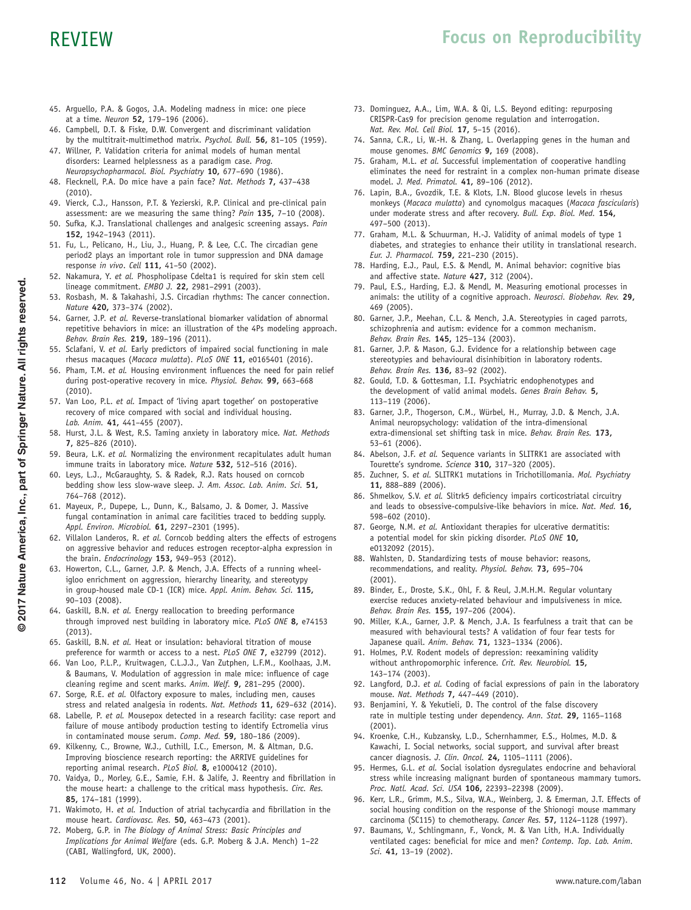45. Arguello, P.A. & Gogos, J.A. Modeling madness in mice: one piece at a time. *Neuron* **52,** 179–196 (2006).
46. Campbell, D.T. & Fiske, D.W. Convergent and discriminant validation by the multitrait-multimethod matrix. *Psychol. Bull.* **56,** 81–105 (1959).
47. Willner, P. Validation criteria for animal models of human mental disorders: Learned helplessness as a paradigm case. *Prog. Neuropsychopharmacol. Biol. Psychiatry* **10,** 677–690 (1986).
48. Flecknell, P.A. Do mice have a pain face? *Nat. Methods* **7,** 437–438 (2010).
49. Vierck, C.J., Hansson, P.T. & Yezierski, R.P. Clinical and pre-clinical pain assessment: are we measuring the same thing? *Pain* **135,** 7–10 (2008).
50. Sufka, K.J. Translational challenges and analgesic screening assays. *Pain* **152,** 1942–1943 (2011).
51. Fu, L., Pelicano, H., Liu, J., Huang, P. & Lee, C.C. The circadian gene period2 plays an important role in tumor suppression and DNA damage response *in vivo*. *Cell* **111,** 41–50 (2002).
52. Nakamura, Y. *et al.* Phospholipase Cdelta1 is required for skin stem cell lineage commitment. *EMBO J.* **22,** 2981–2991 (2003).
53. Rosbash, M. & Takahashi, J.S. Circadian rhythms: The cancer connection. *Nature* **420,** 373–374 (2002).
54. Garner, J.P. *et al.* Reverse-translational biomarker validation of abnormal repetitive behaviors in mice: an illustration of the 4Ps modeling approach. *Behav. Brain Res.* **219,** 189–196 (2011).
55. Sclafani, V. *et al.* Early predictors of impaired social functioning in male rhesus macaques (*Macaca mulatta*). *PLoS ONE* **11,** e0165401 (2016).
56. Pham, T.M. *et al.* Housing environment influences the need for pain relief during post-operative recovery in mice. *Physiol. Behav.* **99,** 663–668 (2010).
57. Van Loo, P.L.P. *et al.* Impact of 'living apart together' on postoperative recovery of mice compared with social and individual housing. *Lab. Anim.* **41,** 441–455 (2007).
58. Hurst, J.L. & West, R.S. Taming anxiety in laboratory mice. *Nat. Methods* **7,** 825–826 (2010).
59. Beura, L.K. *et al.* Normalizing the environment recapitulates adult human immune traits in laboratory mice. *Nature* **532,** 512–516 (2016).
60. Leys, L.J., McGaraughty, S. & Radek, R.J. Rats housed on corncob bedding show less slow-wave sleep. *J. Am. Assoc. Lab. Anim. Sci.* **51,** 764–768 (2012).
61. Mayeux, P., Dupepe, L., Dunn, K., Balsamo, J. & Domer, J. Massive fungal contamination in animal care facilities traced to bedding supply. *Appl. Environ. Microbiol.* **61,** 2297–2301 (1995).
62. Villalon Landeros, R. *et al.* Corncob bedding alters the effects of estrogens on aggressive behavior and reduces estrogen receptor-alpha expression in the brain. *Endocrinology* **153,** 949–953 (2012).
63. Howerton, C.L., Garner, J.P. & Mench, J.A. Effects of a running wheel-igloo enrichment on aggression, hierarchy linearity, and stereotypy in group-housed male CD-1 (ICR) mice. *Appl. Anim. Behav. Sci.* **115,** 90–103 (2008).
64. Gaskill, B.N. *et al.* Energy reallocation to breeding performance through improved nest building in laboratory mice. *PLoS ONE* **8,** e74153 (2013).
65. Gaskill, B.N. *et al.* Heat or insulation: behavioral titration of mouse preference for warmth or access to a nest. *PLoS ONE* **7,** e32799 (2012).
66. Van Loo, P.L.P., Kruitwagen, C.L.J.J., Van Zutphen, L.F.M., Koolhaas, J.M. & Baumans, V. Modulation of aggression in male mice: influence of cage cleaning regime and scent marks. *Anim. Welf.* **9,** 281–295 (2000).
67. Sorge, R.E. *et al.* Olfactory exposure to males, including men, causes stress and related analgesia in rodents. *Nat. Methods* **11,** 629–632 (2014).
68. Labelle, P. *et al.* Mousepox detected in a research facility: case report and failure of mouse antibody production testing to identify Ectromelia virus in contaminated mouse serum. *Comp. Med.* **59,** 180–186 (2009).
69. Kilkenny, C., Browne, W.J., Cuthill, I.C., Emerson, M. & Altman, D.G. Improving bioscience research reporting: the ARRIVE guidelines for reporting animal research. *PLoS Biol.* **8,** e1000412 (2010).
70. Vaidya, D., Morley, G.E., Samie, F.H. & Jalife, J. Reentry and fibrillation in the mouse heart: a challenge to the critical mass hypothesis. *Circ. Res.* **85,** 174–181 (1999).
71. Wakimoto, H. *et al.* Induction of atrial tachycardia and fibrillation in the mouse heart. *Cardiovasc. Res.* **50,** 463–473 (2001).
72. Moberg, G.P. in *The Biology of Animal Stress: Basic Principles and Implications for Animal Welfare* (eds. G.P. Moberg & J.A. Mench) 1–22 (CABI, Wallingford, UK, 2000).
73. Dominguez, A.A., Lim, W.A. & Qi, L.S. Beyond editing: repurposing CRISPR-Cas9 for precision genome regulation and interrogation. *Nat. Rev. Mol. Cell Biol.* **17,** 5–15 (2016).
74. Sanna, C.R., Li, W.-H. & Zhang, L. Overlapping genes in the human and mouse genomes. *BMC Genomics* **9,** 169 (2008).
75. Graham, M.L. *et al.* Successful implementation of cooperative handling eliminates the need for restraint in a complex non-human primate disease model. *J. Med. Primatol.* **41,** 89–106 (2012).
76. Lapin, B.A., Gvozdik, T.E. & Klots, I.N. Blood glucose levels in rhesus monkeys (*Macaca mulatta*) and cynomolgus macaques (*Macaca fascicularis*) under moderate stress and after recovery. *Bull. Exp. Biol. Med.* **154,** 497–500 (2013).
77. Graham, M.L. & Schuurman, H.-J. Validity of animal models of type 1 diabetes, and strategies to enhance their utility in translational research. *Eur. J. Pharmacol.* **759,** 221–230 (2015).
78. Harding, E.J., Paul, E.S. & Mendl, M. Animal behavior: cognitive bias and affective state. *Nature* **427,** 312 (2004).
79. Paul, E.S., Harding, E.J. & Mendl, M. Measuring emotional processes in animals: the utility of a cognitive approach. *Neurosci. Biobehav. Rev.* **29,** 469 (2005).
80. Garner, J.P., Meehan, C.L. & Mench, J.A. Stereotypies in caged parrots, schizophrenia and autism: evidence for a common mechanism. *Behav. Brain Res.* **145,** 125–134 (2003).
81. Garner, J.P. & Mason, G.J. Evidence for a relationship between cage stereotypies and behavioural disinhibition in laboratory rodents. *Behav. Brain Res.* **136,** 83–92 (2002).
82. Gould, T.D. & Gottesman, I.I. Psychiatric endophenotypes and the development of valid animal models. *Genes Brain Behav.* **5,** 113–119 (2006).
83. Garner, J.P., Thogerson, C.M., Würbel, H., Murray, J.D. & Mench, J.A. Animal neuropsychology: validation of the intra-dimensional extra-dimensional set shifting task in mice. *Behav. Brain Res.* **173,** 53–61 (2006).
84. Abelson, J.F. *et al.* Sequence variants in SLITRK1 are associated with Tourette's syndrome. *Science* **310,** 317–320 (2005).
85. Zuchner, S. *et al.* SLITRK1 mutations in Trichotillomania. *Mol. Psychiatry* **11,** 888–889 (2006).
86. Shmelkov, S.V. *et al.* Slitrk5 deficiency impairs corticostriatal circuitry and leads to obsessive-compulsive-like behaviors in mice. *Nat. Med.* **16,** 598–602 (2010).
87. George, N.M. *et al.* Antioxidant therapies for ulcerative dermatitis: a potential model for skin picking disorder. *PLoS ONE* **10,** e0132092 (2015).
88. Wahlsten, D. Standardizing tests of mouse behavior: reasons, recommendations, and reality. *Physiol. Behav.* **73,** 695–704 (2001).
89. Binder, E., Droste, S.K., Ohl, F. & Reul, J.M.H.M. Regular voluntary exercise reduces anxiety-related behaviour and impulsiveness in mice. *Behav. Brain Res.* **155,** 197–206 (2004).
90. Miller, K.A., Garner, J.P. & Mench, J.A. Is fearfulness a trait that can be measured with behavioural tests? A validation of four fear tests for Japanese quail. *Anim. Behav.* **71,** 1323–1334 (2006).
91. Holmes, P.V. Rodent models of depression: reexamining validity without anthropomorphic inference. *Crit. Rev. Neurobiol.* **15,** 143–174 (2003).
92. Langford, D.J. *et al.* Coding of facial expressions of pain in the laboratory mouse. *Nat. Methods* **7,** 447–449 (2010).
93. Benjamini, Y. & Yekutieli, D. The control of the false discovery rate in multiple testing under dependency. *Ann. Stat.* **29,** 1165–1168 (2001).
94. Kroenke, C.H., Kubzansky, L.D., Schernhammer, E.S., Holmes, M.D. & Kawachi, I. Social networks, social support, and survival after breast cancer diagnosis. *J. Clin. Oncol.* **24,** 1105–1111 (2006).
95. Hermes, G.L. *et al.* Social isolation dysregulates endocrine and behavioral stress while increasing malignant burden of spontaneous mammary tumors. *Proc. Natl. Acad. Sci. USA* **106,** 22393–22398 (2009).
96. Kerr, L.R., Grimm, M.S., Silva, W.A., Weinberg, J. & Emerman, J.T. Effects of social housing condition on the response of the Shionogi mouse mammary carcinoma (SC115) to chemotherapy. *Cancer Res.* **57,** 1124–1128 (1997).
97. Baumans, V., Schlingmann, F., Vonck, M. & Van Lith, H.A. Individually ventilated cages: beneficial for mice and men? *Contemp. Top. Lab. Anim. Sci.* **41,** 13–19 (2002).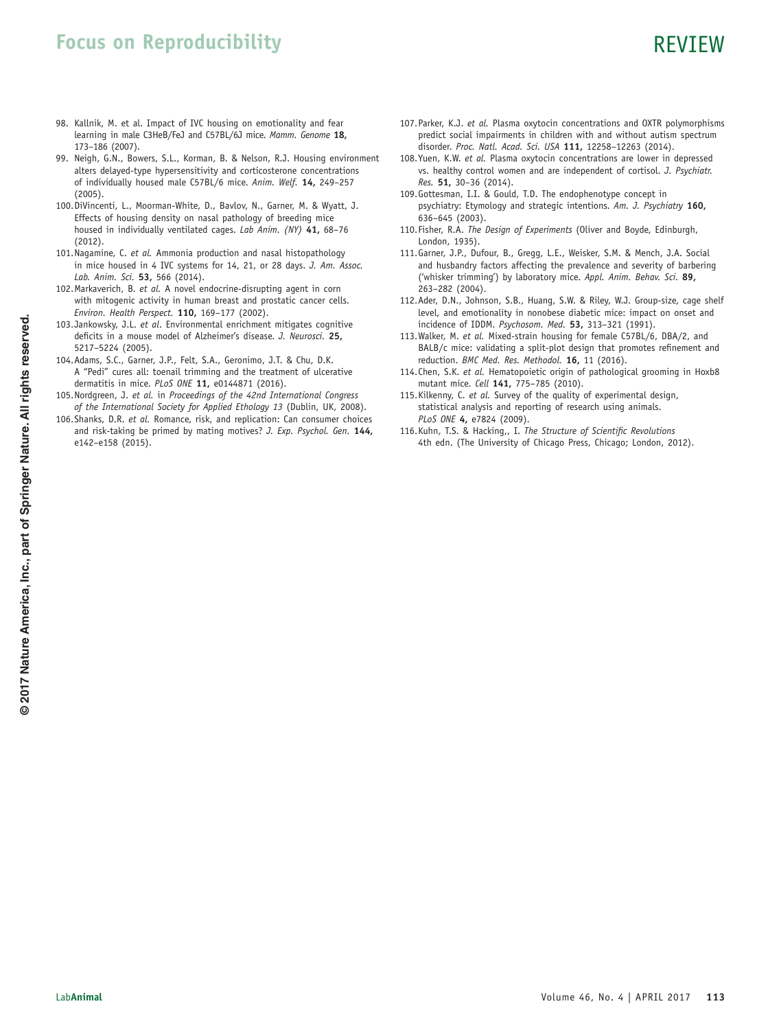98. Kallnik, M. et al. Impact of IVC housing on emotionality and fear learning in male C3HeB/FeJ and C57BL/6J mice. *Mamm. Genome* **18,** 173–186 (2007).
99. Neigh, G.N., Bowers, S.L., Korman, B. & Nelson, R.J. Housing environment alters delayed-type hypersensitivity and corticosterone concentrations of individually housed male C57BL/6 mice. *Anim. Welf.* **14,** 249–257 (2005).
100. DiVincenti, L., Moorman-White, D., Bavlov, N., Garner, M. & Wyatt, J. Effects of housing density on nasal pathology of breeding mice housed in individually ventilated cages. *Lab Anim. (NY)* **41,** 68–76 (2012).
101. Nagamine, C. *et al.* Ammonia production and nasal histopathology in mice housed in 4 IVC systems for 14, 21, or 28 days. *J. Am. Assoc. Lab. Anim. Sci.* **53,** 566 (2014).
102. Markaverich, B. *et al.* A novel endocrine-disrupting agent in corn with mitogenic activity in human breast and prostatic cancer cells. *Environ. Health Perspect.* **110,** 169–177 (2002).
103. Jankowsky, J.L. *et al.* Environmental enrichment mitigates cognitive deficits in a mouse model of Alzheimer's disease. *J. Neurosci.* **25,** 5217–5224 (2005).
104. Adams, S.C., Garner, J.P., Felt, S.A., Geronimo, J.T. & Chu, D.K. A "Pedi" cures all: toenail trimming and the treatment of ulcerative dermatitis in mice. *PLoS ONE* **11,** e0144871 (2016).
105. Nordgreen, J. *et al.* in *Proceedings of the 42nd International Congress of the International Society for Applied Ethology 13* (Dublin, UK, 2008).
106. Shanks, D.R. *et al.* Romance, risk, and replication: Can consumer choices and risk-taking be primed by mating motives? *J. Exp. Psychol. Gen.* **144,** e142–e158 (2015).
107. Parker, K.J. *et al.* Plasma oxytocin concentrations and OXTR polymorphisms predict social impairments in children with and without autism spectrum disorder. *Proc. Natl. Acad. Sci. USA* **111,** 12258–12263 (2014).
108. Yuen, K.W. *et al.* Plasma oxytocin concentrations are lower in depressed vs. healthy control women and are independent of cortisol. *J. Psychiatr. Res.* **51,** 30–36 (2014).
109. Gottesman, I.I. & Gould, T.D. The endophenotype concept in psychiatry: Etymology and strategic intentions. *Am. J. Psychiatry* **160,** 636–645 (2003).
110. Fisher, R.A. *The Design of Experiments* (Oliver and Boyde, Edinburgh, London, 1935).
111. Garner, J.P., Dufour, B., Gregg, L.E., Weisker, S.M. & Mench, J.A. Social and husbandry factors affecting the prevalence and severity of barbering ('whisker trimming') by laboratory mice. *Appl. Anim. Behav. Sci.* **89,** 263–282 (2004).
112. Ader, D.N., Johnson, S.B., Huang, S.W. & Riley, W.J. Group-size, cage shelf level, and emotionality in nonobese diabetic mice: impact on onset and incidence of IDDM. *Psychosom. Med.* **53,** 313–321 (1991).
113. Walker, M. *et al.* Mixed-strain housing for female C57BL/6, DBA/2, and BALB/c mice: validating a split-plot design that promotes refinement and reduction. *BMC Med. Res. Methodol.* **16,** 11 (2016).
114. Chen, S.K. *et al.* Hematopoietic origin of pathological grooming in Hoxb8 mutant mice. *Cell* **141,** 775–785 (2010).
115. Kilkenny, C. *et al.* Survey of the quality of experimental design, statistical analysis and reporting of research using animals. *PLoS ONE* **4,** e7824 (2009).
116. Kuhn, T.S. & Hacking,, I. *The Structure of Scientific Revolutions* 4th edn. (The University of Chicago Press, Chicago; London, 2012).